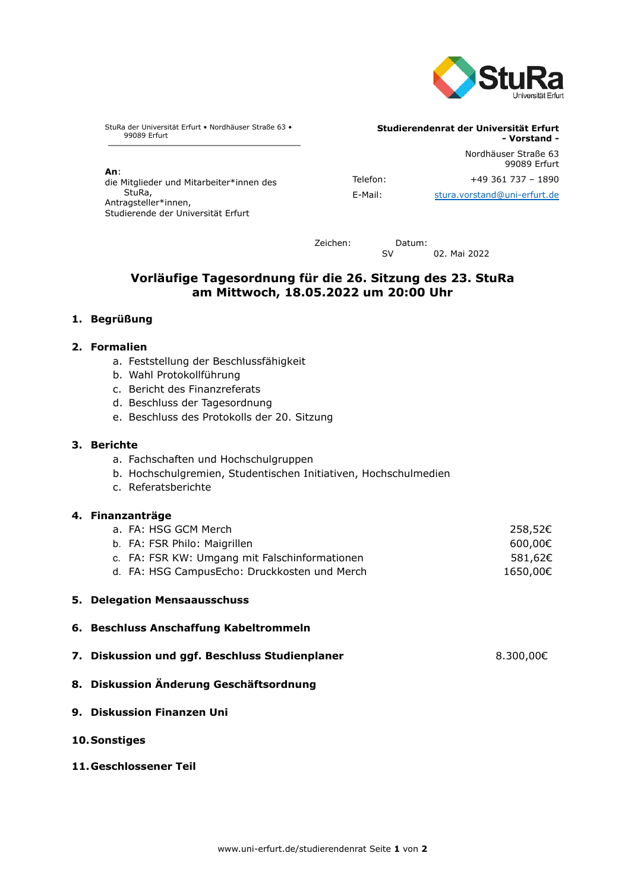StuRa der Universität Erfurt • Nordhäuser Straße 63 • 99089 Erfurt

**An**:
die Mitglieder und Mitarbeiter*innen des StuRa,
Antragsteller*innen,
Studierende der Universität Erfurt

**Studierendenrat der Universität Erfurt**
**- Vorstand -**

Nordhäuser Straße 63
99089 Erfurt

Telefon: +49 361 737 – 1890
E-Mail: stura.vorstand@uni-erfurt.de

Zeichen: SV
Datum: 02. Mai 2022

# Vorläufige Tagesordnung für die 26. Sitzung des 23. StuRa am Mittwoch, 18.05.2022 um 20:00 Uhr

1. **Begrüßung**

2. **Formalien**
   a. Feststellung der Beschlussfähigkeit
   b. Wahl Protokollführung
   c. Bericht des Finanzreferats
   d. Beschluss der Tagesordnung
   e. Beschluss des Protokolls der 20. Sitzung

3. **Berichte**
   a. Fachschaften und Hochschulgruppen
   b. Hochschulgremien, Studentischen Initiativen, Hochschulmedien
   c. Referatsberichte

4. **Finanzanträge**
   a. FA: HSG GCM Merch — 258,52€
   b. FA: FSR Philo: Maigrillen — 600,00€
   c. FA: FSR KW: Umgang mit Falschinformationen — 581,62€
   d. FA: HSG CampusEcho: Druckkosten und Merch — 1650,00€

5. **Delegation Mensaausschuss**

6. **Beschluss Anschaffung Kabeltrommeln**

7. **Diskussion und ggf. Beschluss Studienplaner** — 8.300,00€

8. **Diskussion Änderung Geschäftsordnung**

9. **Diskussion Finanzen Uni**

10. **Sonstiges**

11. **Geschlossener Teil**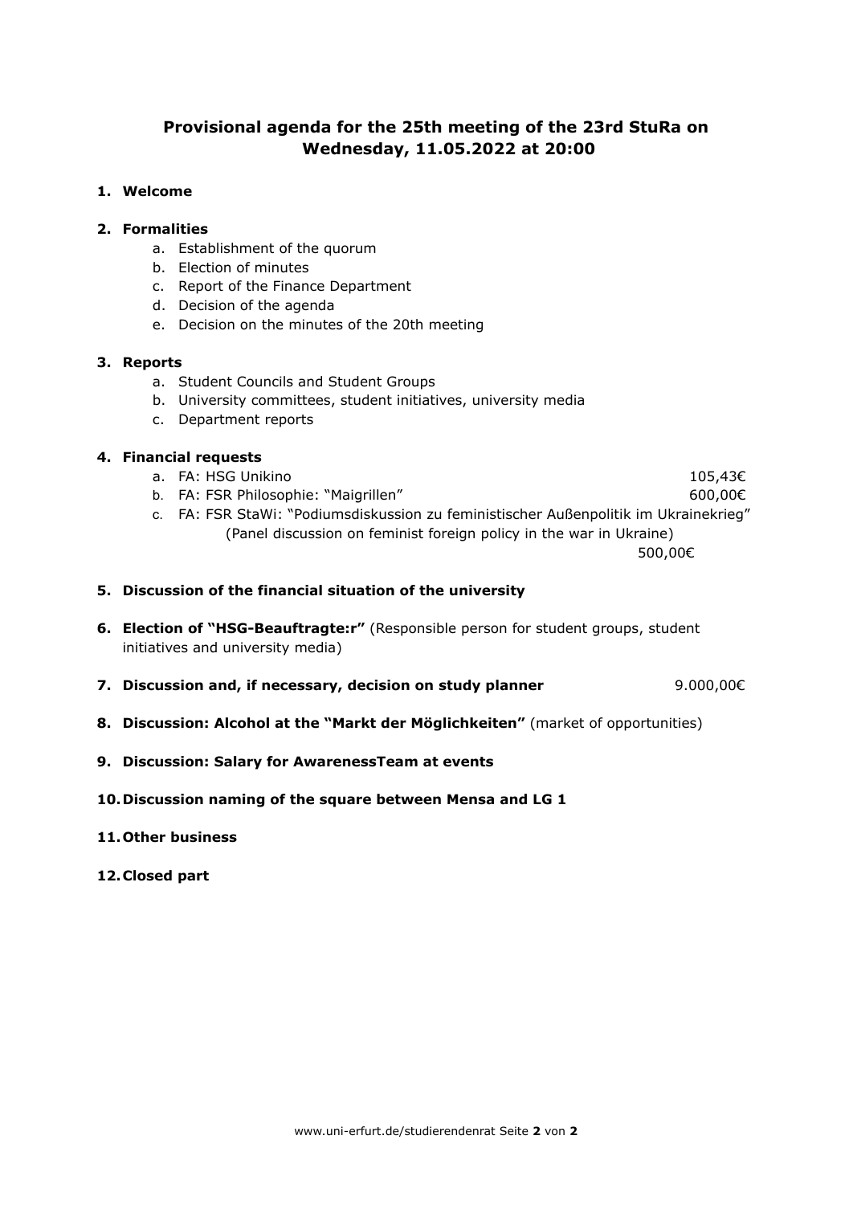## Provisional agenda for the 25th meeting of the 23rd StuRa on Wednesday, 11.05.2022 at 20:00

1. **Welcome**

2. **Formalities**
   a. Establishment of the quorum
   b. Election of minutes
   c. Report of the Finance Department
   d. Decision of the agenda
   e. Decision on the minutes of the 20th meeting

3. **Reports**
   a. Student Councils and Student Groups
   b. University committees, student initiatives, university media
   c. Department reports

4. **Financial requests**
   a. FA: HSG Unikino 105,43€
   b. FA: FSR Philosophie: "Maigrillen" 600,00€
   c. FA: FSR StaWi: "Podiumsdiskussion zu feministischer Außenpolitik im Ukrainekrieg" (Panel discussion on feminist foreign policy in the war in Ukraine) 500,00€

5. **Discussion of the financial situation of the university**

6. **Election of "HSG-Beauftragte:r"** (Responsible person for student groups, student initiatives and university media)

7. **Discussion and, if necessary, decision on study planner** 9.000,00€

8. **Discussion: Alcohol at the "Markt der Möglichkeiten"** (market of opportunities)

9. **Discussion: Salary for AwarenessTeam at events**

10. **Discussion naming of the square between Mensa and LG 1**

11. **Other business**

12. **Closed part**

www.uni-erfurt.de/studierendenrat